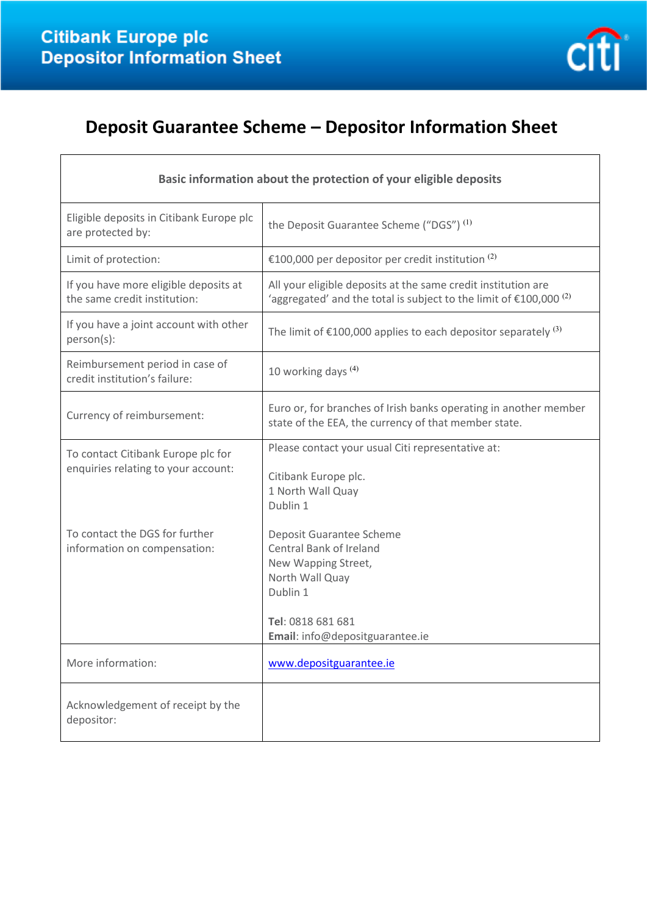# Citibank Europe plc Depositor Information Sheet

## Deposit Guarantee Scheme – Depositor Information Sheet

| Basic information about the protection of your eligible deposits | |
|---|---|
| Eligible deposits in Citibank Europe plc are protected by: | the Deposit Guarantee Scheme ("DGS") [(1)] |
| Limit of protection: | €100,000 per depositor per credit institution [(2)] |
| If you have more eligible deposits at the same credit institution: | All your eligible deposits at the same credit institution are 'aggregated' and the total is subject to the limit of €100,000 [(2)] |
| If you have a joint account with other person(s): | The limit of €100,000 applies to each depositor separately [(3)] |
| Reimbursement period in case of credit institution's failure: | 10 working days [(4)] |
| Currency of reimbursement: | Euro or, for branches of Irish banks operating in another member state of the EEA, the currency of that member state. |
| To contact Citibank Europe plc for enquiries relating to your account: | Please contact your usual Citi representative at:<br><br>Citibank Europe plc.<br>1 North Wall Quay<br>Dublin 1 |
| To contact the DGS for further information on compensation: | Deposit Guarantee Scheme<br>Central Bank of Ireland<br>New Wapping Street,<br>North Wall Quay<br>Dublin 1<br><br>**Tel**: 0818 681 681<br>**Email**: info@depositguarantee.ie |
| More information: | www.depositguarantee.ie |
| Acknowledgement of receipt by the depositor: | |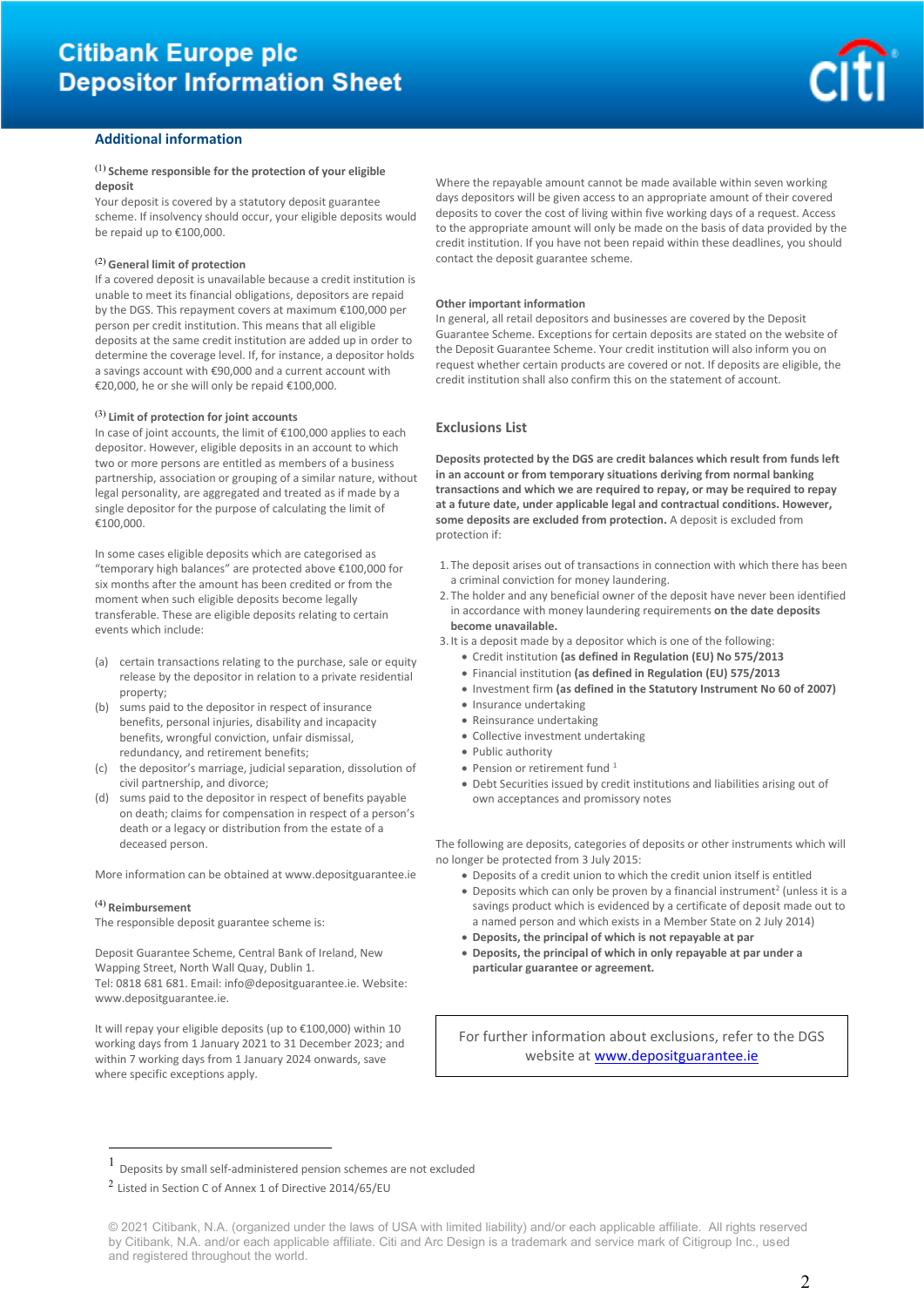# Citibank Europe plc
# Depositor Information Sheet

## Additional information

**[1] Scheme responsible for the protection of your eligible deposit**

Your deposit is covered by a statutory deposit guarantee scheme. If insolvency should occur, your eligible deposits would be repaid up to €100,000.

**[2] General limit of protection**

If a covered deposit is unavailable because a credit institution is unable to meet its financial obligations, depositors are repaid by the DGS. This repayment covers at maximum €100,000 per person per credit institution. This means that all eligible deposits at the same credit institution are added up in order to determine the coverage level. If, for instance, a depositor holds a savings account with €90,000 and a current account with €20,000, he or she will only be repaid €100,000.

**[3] Limit of protection for joint accounts**

In case of joint accounts, the limit of €100,000 applies to each depositor. However, eligible deposits in an account to which two or more persons are entitled as members of a business partnership, association or grouping of a similar nature, without legal personality, are aggregated and treated as if made by a single depositor for the purpose of calculating the limit of €100,000.

In some cases eligible deposits which are categorised as "temporary high balances" are protected above €100,000 for six months after the amount has been credited or from the moment when such eligible deposits become legally transferable. These are eligible deposits relating to certain events which include:

(a) certain transactions relating to the purchase, sale or equity release by the depositor in relation to a private residential property;
(b) sums paid to the depositor in respect of insurance benefits, personal injuries, disability and incapacity benefits, wrongful conviction, unfair dismissal, redundancy, and retirement benefits;
(c) the depositor's marriage, judicial separation, dissolution of civil partnership, and divorce;
(d) sums paid to the depositor in respect of benefits payable on death; claims for compensation in respect of a person's death or a legacy or distribution from the estate of a deceased person.

More information can be obtained at www.depositguarantee.ie

**[4] Reimbursement**

The responsible deposit guarantee scheme is:

Deposit Guarantee Scheme, Central Bank of Ireland, New Wapping Street, North Wall Quay, Dublin 1.
Tel: 0818 681 681. Email: info@depositguarantee.ie. Website: www.depositguarantee.ie.

It will repay your eligible deposits (up to €100,000) within 10 working days from 1 January 2021 to 31 December 2023; and within 7 working days from 1 January 2024 onwards, save where specific exceptions apply.

Where the repayable amount cannot be made available within seven working days depositors will be given access to an appropriate amount of their covered deposits to cover the cost of living within five working days of a request. Access to the appropriate amount will only be made on the basis of data provided by the credit institution. If you have not been repaid within these deadlines, you should contact the deposit guarantee scheme.

**Other important information**

In general, all retail depositors and businesses are covered by the Deposit Guarantee Scheme. Exceptions for certain deposits are stated on the website of the Deposit Guarantee Scheme. Your credit institution will also inform you on request whether certain products are covered or not. If deposits are eligible, the credit institution shall also confirm this on the statement of account.

## Exclusions List

**Deposits protected by the DGS are credit balances which result from funds left in an account or from temporary situations deriving from normal banking transactions and which we are required to repay, or may be required to repay at a future date, under applicable legal and contractual conditions. However, some deposits are excluded from protection.** A deposit is excluded from protection if:

1. The deposit arises out of transactions in connection with which there has been a criminal conviction for money laundering.
2. The holder and any beneficial owner of the deposit have never been identified in accordance with money laundering requirements **on the date deposits become unavailable.**
3. It is a deposit made by a depositor which is one of the following:
   - Credit institution **(as defined in Regulation (EU) No 575/2013**
   - Financial institution **(as defined in Regulation (EU) 575/2013**
   - Investment firm **(as defined in the Statutory Instrument No 60 of 2007)**
   - Insurance undertaking
   - Reinsurance undertaking
   - Collective investment undertaking
   - Public authority
   - Pension or retirement fund [1]
   - Debt Securities issued by credit institutions and liabilities arising out of own acceptances and promissory notes

The following are deposits, categories of deposits or other instruments which will no longer be protected from 3 July 2015:

- Deposits of a credit union to which the credit union itself is entitled
- Deposits which can only be proven by a financial instrument[2] (unless it is a savings product which is evidenced by a certificate of deposit made out to a named person and which exists in a Member State on 2 July 2014)
- **Deposits, the principal of which is not repayable at par**
- **Deposits, the principal of which in only repayable at par under a particular guarantee or agreement.**

For further information about exclusions, refer to the DGS website at www.depositguarantee.ie

---

[1] Deposits by small self-administered pension schemes are not excluded

[2] Listed in Section C of Annex 1 of Directive 2014/65/EU

© 2021 Citibank, N.A. (organized under the laws of USA with limited liability) and/or each applicable affiliate. All rights reserved by Citibank, N.A. and/or each applicable affiliate. Citi and Arc Design is a trademark and service mark of Citigroup Inc., used and registered throughout the world.